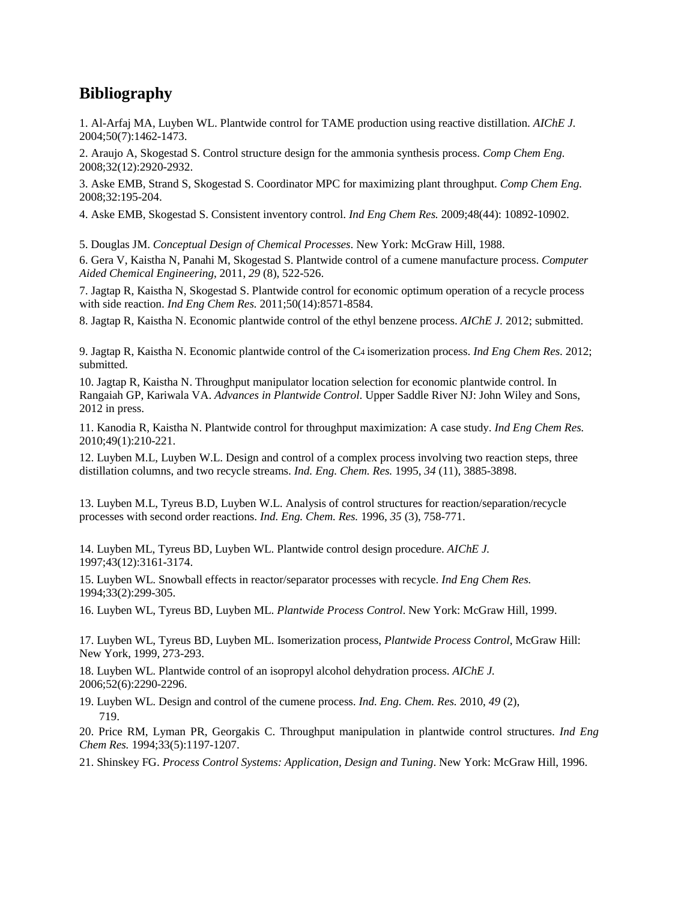# Bibliography

1. Al-Arfaj MA, Luyben WL. Plantwide control for TAME production using reactive distillation. *AIChE J.* 2004;50(7):1462-1473.

2. Araujo A, Skogestad S. Control structure design for the ammonia synthesis process. *Comp Chem Eng.* 2008;32(12):2920-2932.

3. Aske EMB, Strand S, Skogestad S. Coordinator MPC for maximizing plant throughput. *Comp Chem Eng.* 2008;32:195-204.

4. Aske EMB, Skogestad S. Consistent inventory control. *Ind Eng Chem Res.* 2009;48(44): 10892-10902.

5. Douglas JM. *Conceptual Design of Chemical Processes*. New York: McGraw Hill, 1988.

6. Gera V, Kaistha N, Panahi M, Skogestad S. Plantwide control of a cumene manufacture process. *Computer Aided Chemical Engineering*, 2011, *29* (8), 522-526.

7. Jagtap R, Kaistha N, Skogestad S. Plantwide control for economic optimum operation of a recycle process with side reaction. *Ind Eng Chem Res.* 2011;50(14):8571-8584.

8. Jagtap R, Kaistha N. Economic plantwide control of the ethyl benzene process. *AIChE J.* 2012; submitted.

9. Jagtap R, Kaistha N. Economic plantwide control of the $C_4$ isomerization process. *Ind Eng Chem Res*. 2012; submitted.

10. Jagtap R, Kaistha N. Throughput manipulator location selection for economic plantwide control. In Rangaiah GP, Kariwala VA. *Advances in Plantwide Control*. Upper Saddle River NJ: John Wiley and Sons, 2012 in press.

11. Kanodia R, Kaistha N. Plantwide control for throughput maximization: A case study. *Ind Eng Chem Res.* 2010;49(1):210-221.

12. Luyben M.L, Luyben W.L. Design and control of a complex process involving two reaction steps, three distillation columns, and two recycle streams. *Ind. Eng. Chem. Res.* 1995, *34* (11), 3885-3898.

13. Luyben M.L, Tyreus B.D, Luyben W.L. Analysis of control structures for reaction/separation/recycle processes with second order reactions. *Ind. Eng. Chem. Res.* 1996, *35* (3), 758-771.

14. Luyben ML, Tyreus BD, Luyben WL. Plantwide control design procedure. *AIChE J.* 1997;43(12):3161-3174.

15. Luyben WL. Snowball effects in reactor/separator processes with recycle. *Ind Eng Chem Res.* 1994;33(2):299-305.

16. Luyben WL, Tyreus BD, Luyben ML. *Plantwide Process Control*. New York: McGraw Hill, 1999.

17. Luyben WL, Tyreus BD, Luyben ML. Isomerization process, *Plantwide Process Control*, McGraw Hill: New York, 1999, 273-293.

18. Luyben WL. Plantwide control of an isopropyl alcohol dehydration process. *AIChE J.* 2006;52(6):2290-2296.

19. Luyben WL. Design and control of the cumene process. *Ind. Eng. Chem. Res.* 2010, *49* (2), 719.

20. Price RM, Lyman PR, Georgakis C. Throughput manipulation in plantwide control structures. *Ind Eng Chem Res.* 1994;33(5):1197-1207.

21. Shinskey FG. *Process Control Systems: Application, Design and Tuning*. New York: McGraw Hill, 1996.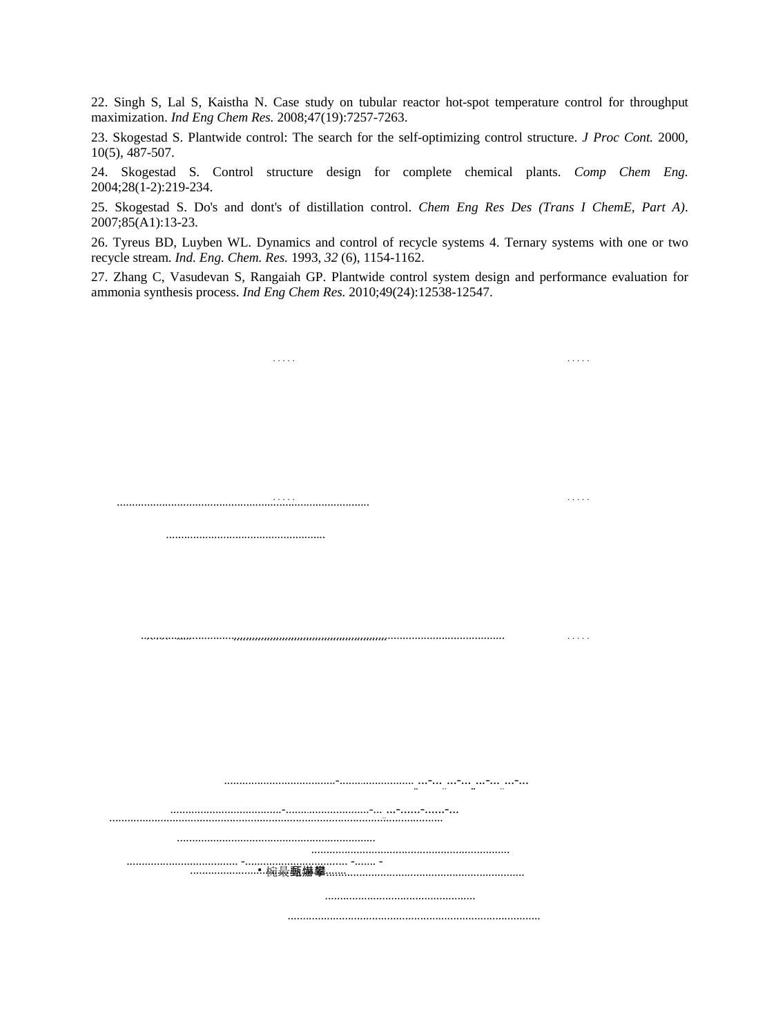22. Singh S, Lal S, Kaistha N. Case study on tubular reactor hot-spot temperature control for throughput maximization. *Ind Eng Chem Res.* 2008;47(19):7257-7263.

23. Skogestad S. Plantwide control: The search for the self-optimizing control structure. *J Proc Cont.* 2000, 10(5), 487-507.

24. Skogestad S. Control structure design for complete chemical plants. *Comp Chem Eng.* 2004;28(1-2):219-234.

25. Skogestad S. Do's and dont's of distillation control. *Chem Eng Res Des (Trans I ChemE, Part A).* 2007;85(A1):13-23.

26. Tyreus BD, Luyben WL. Dynamics and control of recycle systems 4. Ternary systems with one or two recycle stream. *Ind. Eng. Chem. Res.* 1993, *32* (6), 1154-1162.

27. Zhang C, Vasudevan S, Rangaiah GP. Plantwide control system design and performance evaluation for ammonia synthesis process. *Ind Eng Chem Res.* 2010;49(24):12538-12547.